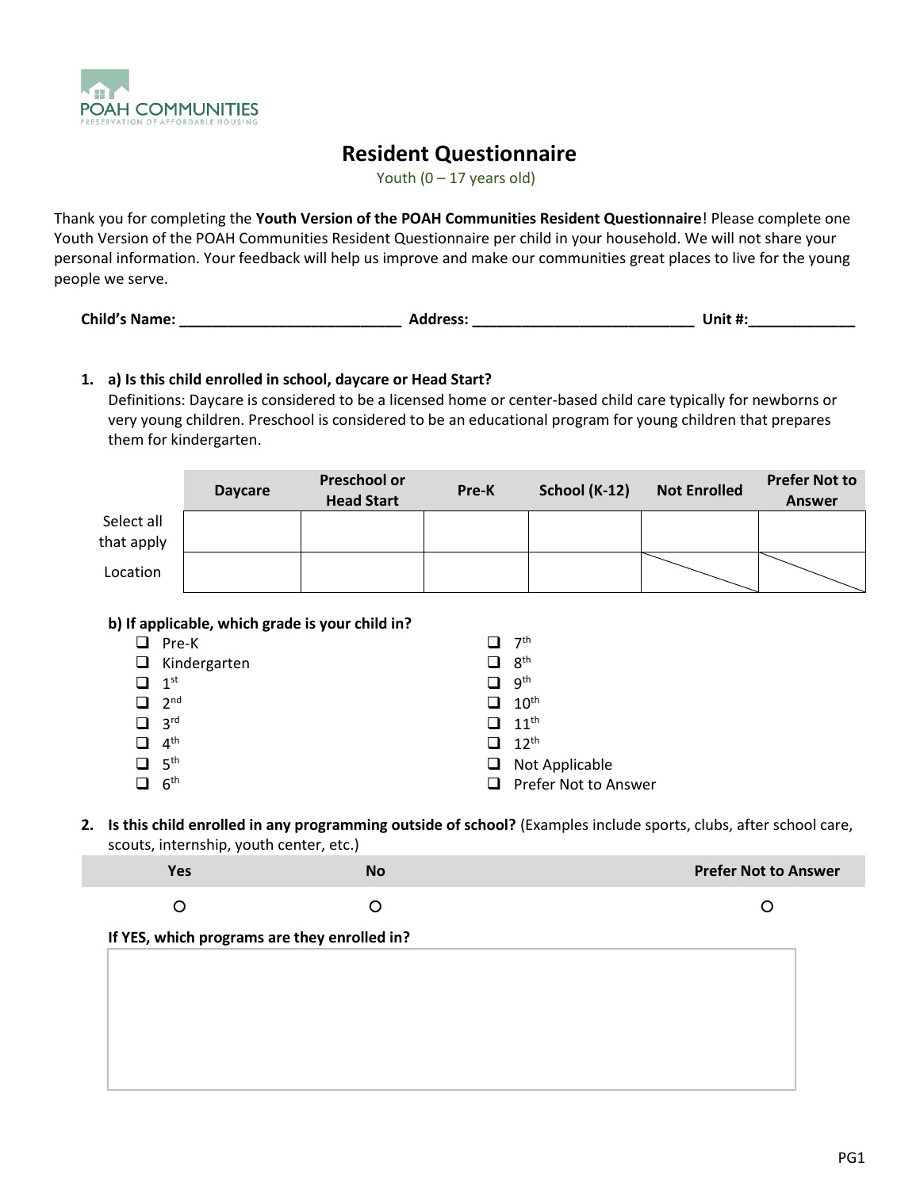POAH COMMUNITIES
PRESERVATION OF AFFORDABLE HOUSING

# Resident Questionnaire

Youth (0 – 17 years old)

Thank you for completing the **Youth Version of the POAH Communities Resident Questionnaire**! Please complete one Youth Version of the POAH Communities Resident Questionnaire per child in your household. We will not share your personal information. Your feedback will help us improve and make our communities great places to live for the young people we serve.

**Child's Name: ___________________________ Address: ___________________________ Unit #:_____________**

**1. a) Is this child enrolled in school, daycare or Head Start?**

Definitions: Daycare is considered to be a licensed home or center-based child care typically for newborns or very young children. Preschool is considered to be an educational program for young children that prepares them for kindergarten.

| | Daycare | Preschool or Head Start | Pre-K | School (K-12) | Not Enrolled | Prefer Not to Answer |
|---|---|---|---|---|---|---|
| Select all that apply | | | | | | |
| Location | | | | | | |

**b) If applicable, which grade is your child in?**

- ❑ Pre-K
- ❑ Kindergarten
- ❑ 1st
- ❑ 2nd
- ❑ 3rd
- ❑ 4th
- ❑ 5th
- ❑ 6th
- ❑ 7th
- ❑ 8th
- ❑ 9th
- ❑ 10th
- ❑ 11th
- ❑ 12th
- ❑ Not Applicable
- ❑ Prefer Not to Answer

**2. Is this child enrolled in any programming outside of school?** (Examples include sports, clubs, after school care, scouts, internship, youth center, etc.)

| Yes | No | Prefer Not to Answer |
|---|---|---|
| ○ | ○ | ○ |

**If YES, which programs are they enrolled in?**

&nbsp;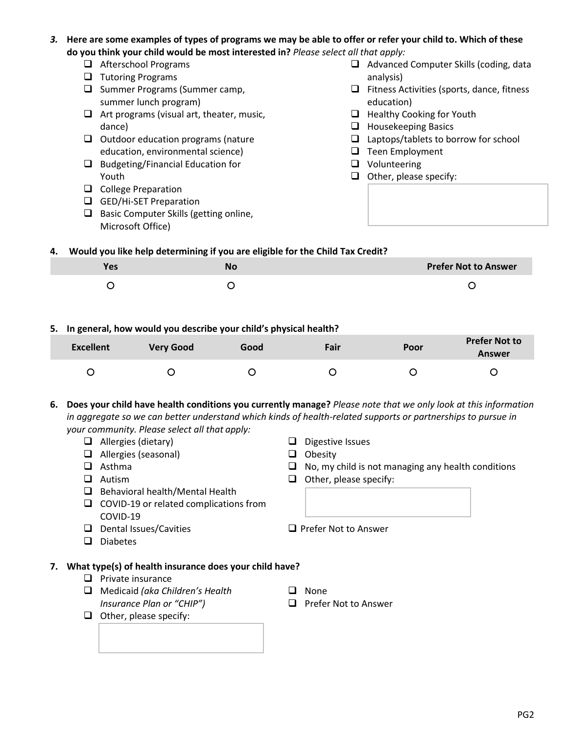**3. Here are some examples of types of programs we may be able to offer or refer your child to. Which of these do you think your child would be most interested in?** *Please select all that apply:*

- ❑ Afterschool Programs
- ❑ Tutoring Programs
- ❑ Summer Programs (Summer camp, summer lunch program)
- ❑ Art programs (visual art, theater, music, dance)
- ❑ Outdoor education programs (nature education, environmental science)
- ❑ Budgeting/Financial Education for Youth
- ❑ College Preparation
- ❑ GED/Hi-SET Preparation
- ❑ Basic Computer Skills (getting online, Microsoft Office)
- ❑ Advanced Computer Skills (coding, data analysis)
- ❑ Fitness Activities (sports, dance, fitness education)
- ❑ Healthy Cooking for Youth
- ❑ Housekeeping Basics
- ❑ Laptops/tablets to borrow for school
- ❑ Teen Employment
- ❑ Volunteering
- ❑ Other, please specify:

**4. Would you like help determining if you are eligible for the Child Tax Credit?**

| Yes | No | Prefer Not to Answer |
|---|---|---|
| ○ | ○ | ○ |

**5. In general, how would you describe your child's physical health?**

| Excellent | Very Good | Good | Fair | Poor | Prefer Not to Answer |
|---|---|---|---|---|---|
| ○ | ○ | ○ | ○ | ○ | ○ |

**6. Does your child have health conditions you currently manage?** *Please note that we only look at this information in aggregate so we can better understand which kinds of health-related supports or partnerships to pursue in your community. Please select all that apply:*

- ❑ Allergies (dietary)
- ❑ Allergies (seasonal)
- ❑ Asthma
- ❑ Autism
- ❑ Behavioral health/Mental Health
- ❑ COVID-19 or related complications from COVID-19
- ❑ Dental Issues/Cavities
- ❑ Diabetes
- ❑ Digestive Issues
- ❑ Obesity
- ❑ No, my child is not managing any health conditions
- ❑ Other, please specify:
- ❑ Prefer Not to Answer

**7. What type(s) of health insurance does your child have?**

- ❑ Private insurance
- ❑ Medicaid *(aka Children's Health Insurance Plan or "CHIP")*
- ❑ Other, please specify:
- ❑ None
- ❑ Prefer Not to Answer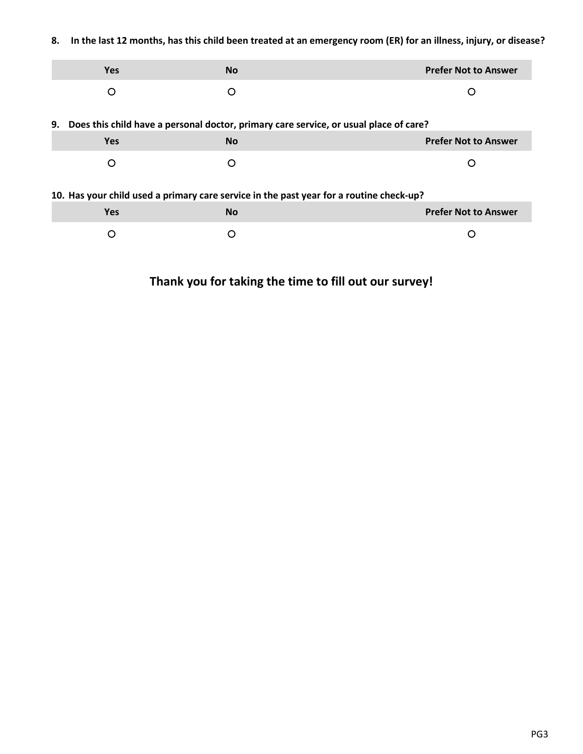8. **In the last 12 months, has this child been treated at an emergency room (ER) for an illness, injury, or disease?**

| Yes | No | Prefer Not to Answer |
| --- | --- | --- |
| ○ | ○ | ○ |

9. **Does this child have a personal doctor, primary care service, or usual place of care?**

| Yes | No | Prefer Not to Answer |
| --- | --- | --- |
| ○ | ○ | ○ |

10. **Has your child used a primary care service in the past year for a routine check-up?**

| Yes | No | Prefer Not to Answer |
| --- | --- | --- |
| ○ | ○ | ○ |

## Thank you for taking the time to fill out our survey!